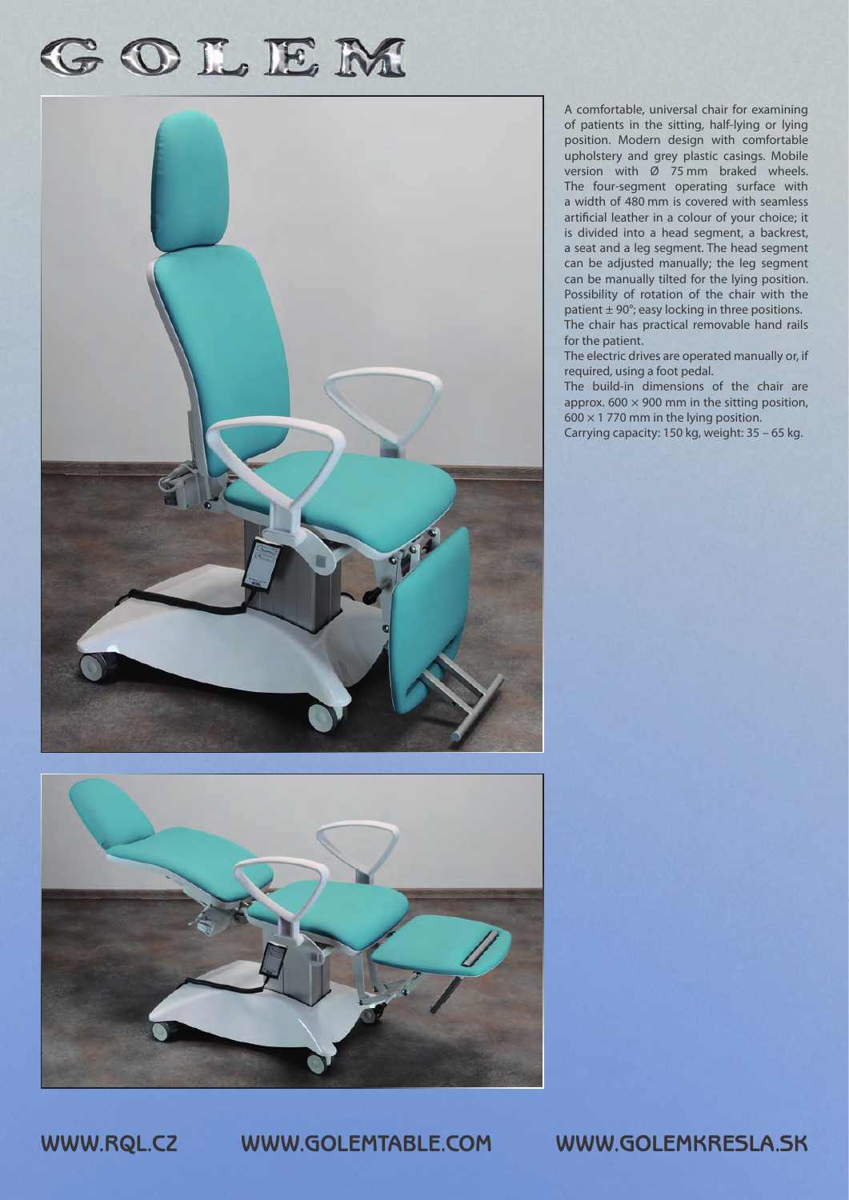# GOLEM

A comfortable, universal chair for examining of patients in the sitting, half-lying or lying position. Modern design with comfortable upholstery and grey plastic casings. Mobile version with Ø 75 mm braked wheels. The four-segment operating surface with a width of 480 mm is covered with seamless artificial leather in a colour of your choice; it is divided into a head segment, a backrest, a seat and a leg segment. The head segment can be adjusted manually; the leg segment can be manually tilted for the lying position. Possibility of rotation of the chair with the patient ± 90°; easy locking in three positions. The chair has practical removable hand rails for the patient.

The electric drives are operated manually or, if required, using a foot pedal.

The build-in dimensions of the chair are approx. 600 × 900 mm in the sitting position, 600 × 1 770 mm in the lying position.

Carrying capacity: 150 kg, weight: 35 – 65 kg.

WWW.RQL.CZ WWW.GOLEMTABLE.COM WWW.GOLEMKRESLA.SK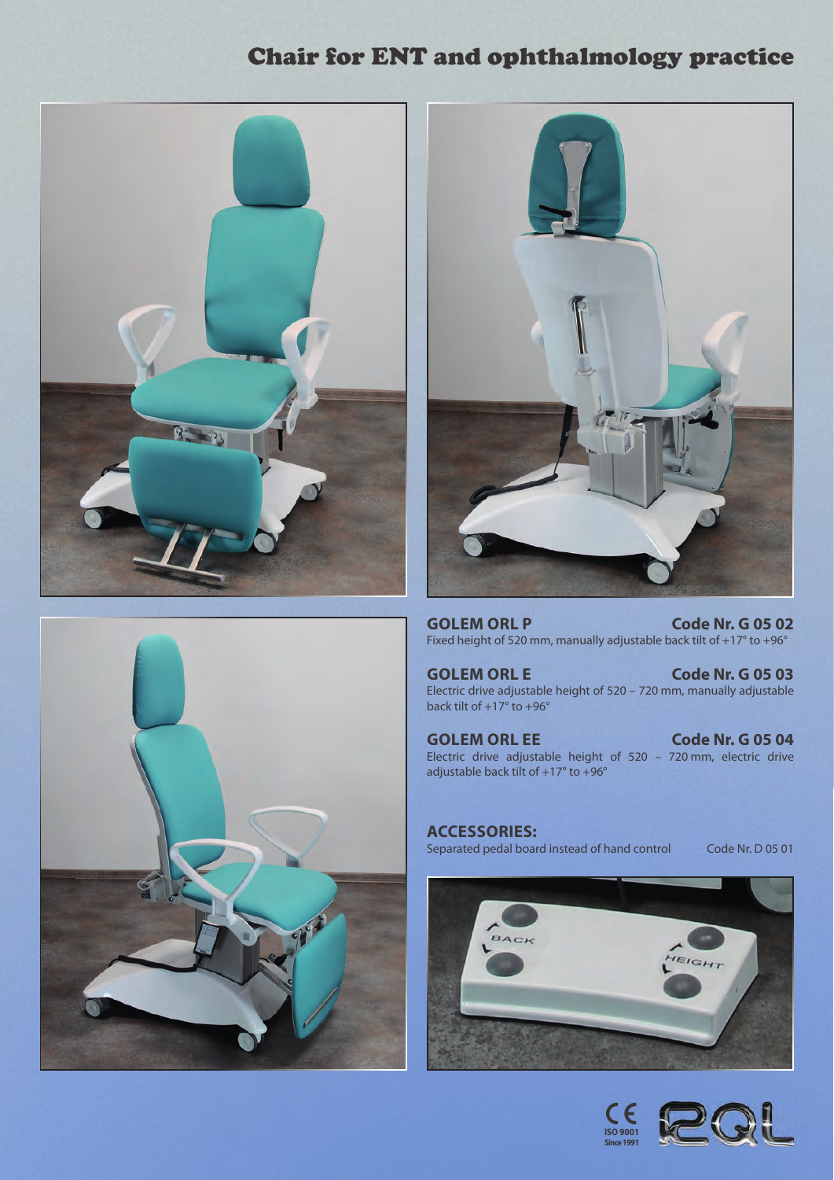# Chair for ENT and ophthalmology practice

**GOLEM ORL P** **Code Nr. G 05 02**

Fixed height of 520 mm, manually adjustable back tilt of +17° to +96°

**GOLEM ORL E** **Code Nr. G 05 03**

Electric drive adjustable height of 520 – 720 mm, manually adjustable back tilt of +17° to +96°

**GOLEM ORL EE** **Code Nr. G 05 04**

Electric drive adjustable height of 520 – 720 mm, electric drive adjustable back tilt of +17° to +96°

## ACCESSORIES:

Separated pedal board instead of hand control Code Nr. D 05 01

CE
ISO 9001
Since 1991